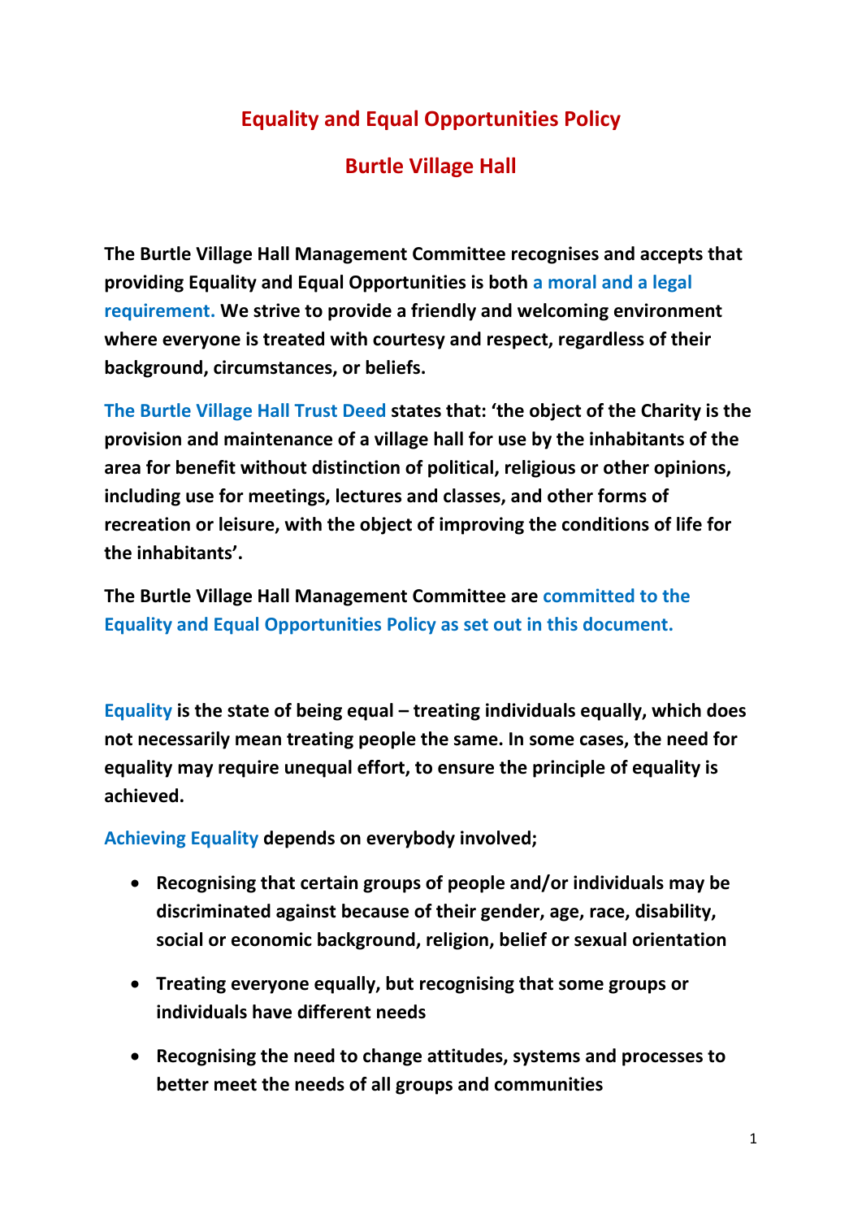# Equality and Equal Opportunities Policy

## Burtle Village Hall

**The Burtle Village Hall Management Committee recognises and accepts that providing Equality and Equal Opportunities is both a moral and a legal requirement. We strive to provide a friendly and welcoming environment where everyone is treated with courtesy and respect, regardless of their background, circumstances, or beliefs.**

**The Burtle Village Hall Trust Deed states that: 'the object of the Charity is the provision and maintenance of a village hall for use by the inhabitants of the area for benefit without distinction of political, religious or other opinions, including use for meetings, lectures and classes, and other forms of recreation or leisure, with the object of improving the conditions of life for the inhabitants'.**

**The Burtle Village Hall Management Committee are committed to the Equality and Equal Opportunities Policy as set out in this document.**

**Equality is the state of being equal – treating individuals equally, which does not necessarily mean treating people the same. In some cases, the need for equality may require unequal effort, to ensure the principle of equality is achieved.**

**Achieving Equality depends on everybody involved;**

- **Recognising that certain groups of people and/or individuals may be discriminated against because of their gender, age, race, disability, social or economic background, religion, belief or sexual orientation**
- **Treating everyone equally, but recognising that some groups or individuals have different needs**
- **Recognising the need to change attitudes, systems and processes to better meet the needs of all groups and communities**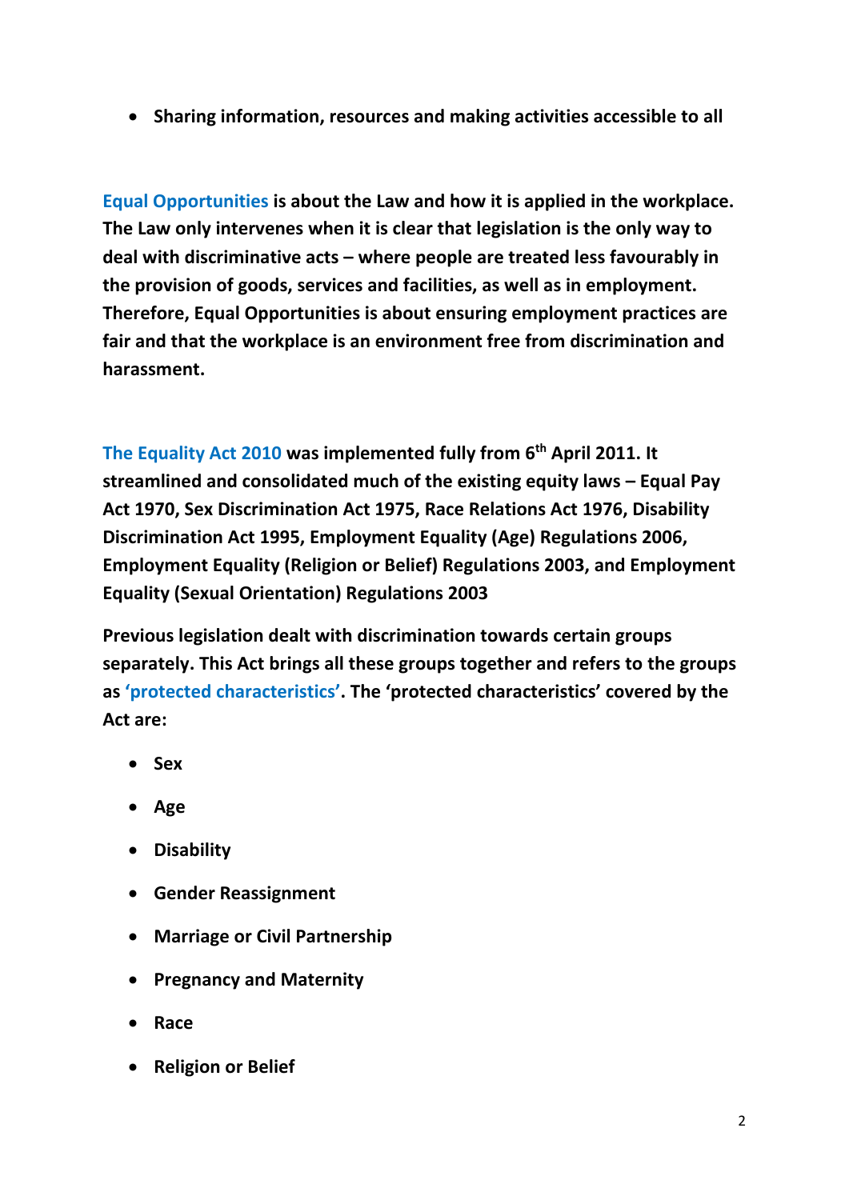- **Sharing information, resources and making activities accessible to all**

**Equal Opportunities is about the Law and how it is applied in the workplace. The Law only intervenes when it is clear that legislation is the only way to deal with discriminative acts – where people are treated less favourably in the provision of goods, services and facilities, as well as in employment. Therefore, Equal Opportunities is about ensuring employment practices are fair and that the workplace is an environment free from discrimination and harassment.**

**The Equality Act 2010 was implemented fully from 6th April 2011. It streamlined and consolidated much of the existing equity laws – Equal Pay Act 1970, Sex Discrimination Act 1975, Race Relations Act 1976, Disability Discrimination Act 1995, Employment Equality (Age) Regulations 2006, Employment Equality (Religion or Belief) Regulations 2003, and Employment Equality (Sexual Orientation) Regulations 2003**

**Previous legislation dealt with discrimination towards certain groups separately. This Act brings all these groups together and refers to the groups as 'protected characteristics'. The 'protected characteristics' covered by the Act are:**

- **Sex**
- **Age**
- **Disability**
- **Gender Reassignment**
- **Marriage or Civil Partnership**
- **Pregnancy and Maternity**
- **Race**
- **Religion or Belief**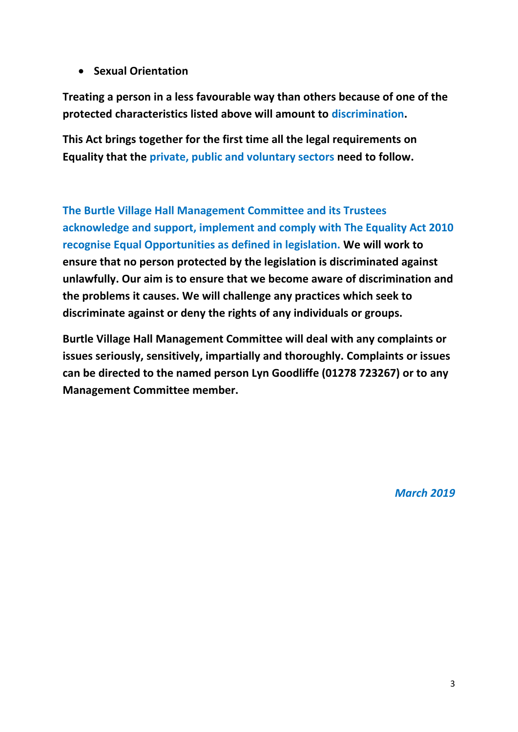- **Sexual Orientation**

**Treating a person in a less favourable way than others because of one of the protected characteristics listed above will amount to discrimination.**

**This Act brings together for the first time all the legal requirements on Equality that the private, public and voluntary sectors need to follow.**

**The Burtle Village Hall Management Committee and its Trustees acknowledge and support, implement and comply with The Equality Act 2010 recognise Equal Opportunities as defined in legislation. We will work to ensure that no person protected by the legislation is discriminated against unlawfully. Our aim is to ensure that we become aware of discrimination and the problems it causes. We will challenge any practices which seek to discriminate against or deny the rights of any individuals or groups.**

**Burtle Village Hall Management Committee will deal with any complaints or issues seriously, sensitively, impartially and thoroughly. Complaints or issues can be directed to the named person Lyn Goodliffe (01278 723267) or to any Management Committee member.**

***March 2019***